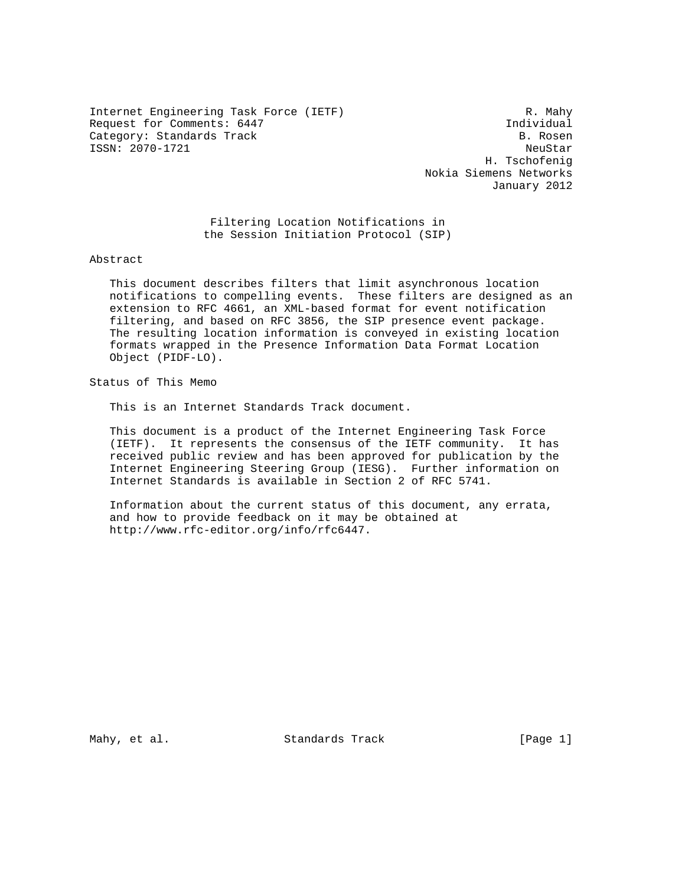Internet Engineering Task Force (IETF) R. Mahy
Request for Comments: 6447 Individual
Category: Standards Track B. Rosen
ISSN: 2070-1721 NeuStar
H. Tschofenig
Nokia Siemens Networks
January 2012

# Filtering Location Notifications in the Session Initiation Protocol (SIP)

## Abstract

This document describes filters that limit asynchronous location notifications to compelling events. These filters are designed as an extension to RFC 4661, an XML-based format for event notification filtering, and based on RFC 3856, the SIP presence event package. The resulting location information is conveyed in existing location formats wrapped in the Presence Information Data Format Location Object (PIDF-LO).

## Status of This Memo

This is an Internet Standards Track document.

This document is a product of the Internet Engineering Task Force (IETF). It represents the consensus of the IETF community. It has received public review and has been approved for publication by the Internet Engineering Steering Group (IESG). Further information on Internet Standards is available in Section 2 of RFC 5741.

Information about the current status of this document, any errata, and how to provide feedback on it may be obtained at http://www.rfc-editor.org/info/rfc6447.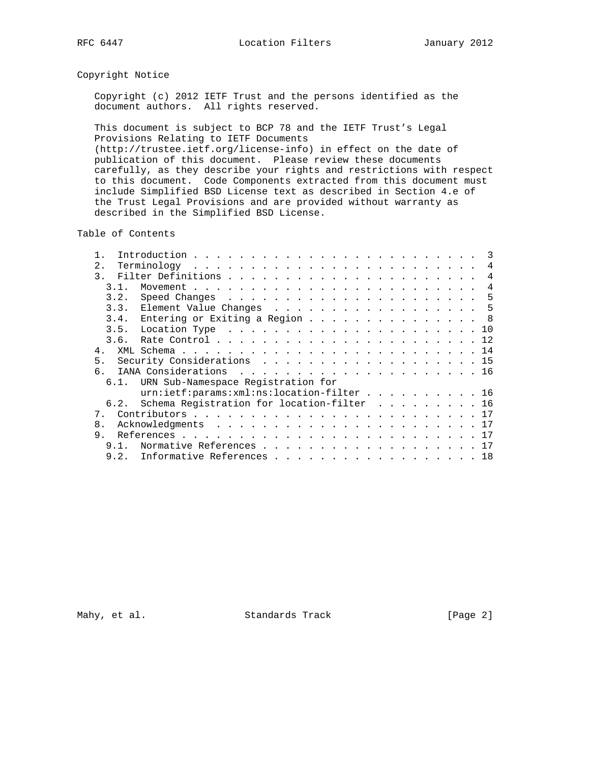## Copyright Notice

Copyright (c) 2012 IETF Trust and the persons identified as the document authors. All rights reserved.

This document is subject to BCP 78 and the IETF Trust's Legal Provisions Relating to IETF Documents (http://trustee.ietf.org/license-info) in effect on the date of publication of this document. Please review these documents carefully, as they describe your rights and restrictions with respect to this document. Code Components extracted from this document must include Simplified BSD License text as described in Section 4.e of the Trust Legal Provisions and are provided without warranty as described in the Simplified BSD License.

## Table of Contents

```
   1.  Introduction . . . . . . . . . . . . . . . . . . . . . . . . .  3
   2.  Terminology  . . . . . . . . . . . . . . . . . . . . . . . . .  4
   3.  Filter Definitions . . . . . . . . . . . . . . . . . . . . . .  4
     3.1.  Movement . . . . . . . . . . . . . . . . . . . . . . . . .  4
     3.2.  Speed Changes  . . . . . . . . . . . . . . . . . . . . . .  5
     3.3.  Element Value Changes  . . . . . . . . . . . . . . . . . .  5
     3.4.  Entering or Exiting a Region . . . . . . . . . . . . . . .  8
     3.5.  Location Type  . . . . . . . . . . . . . . . . . . . . . . 10
     3.6.  Rate Control . . . . . . . . . . . . . . . . . . . . . . . 12
   4.  XML Schema . . . . . . . . . . . . . . . . . . . . . . . . . . 14
   5.  Security Considerations  . . . . . . . . . . . . . . . . . . . 15
   6.  IANA Considerations  . . . . . . . . . . . . . . . . . . . . . 16
     6.1.  URN Sub-Namespace Registration for
           urn:ietf:params:xml:ns:location-filter . . . . . . . . . . 16
     6.2.  Schema Registration for location-filter  . . . . . . . . . 16
   7.  Contributors . . . . . . . . . . . . . . . . . . . . . . . . . 17
   8.  Acknowledgments  . . . . . . . . . . . . . . . . . . . . . . . 17
   9.  References . . . . . . . . . . . . . . . . . . . . . . . . . . 17
     9.1.  Normative References . . . . . . . . . . . . . . . . . . . 17
     9.2.  Informative References . . . . . . . . . . . . . . . . . . 18
```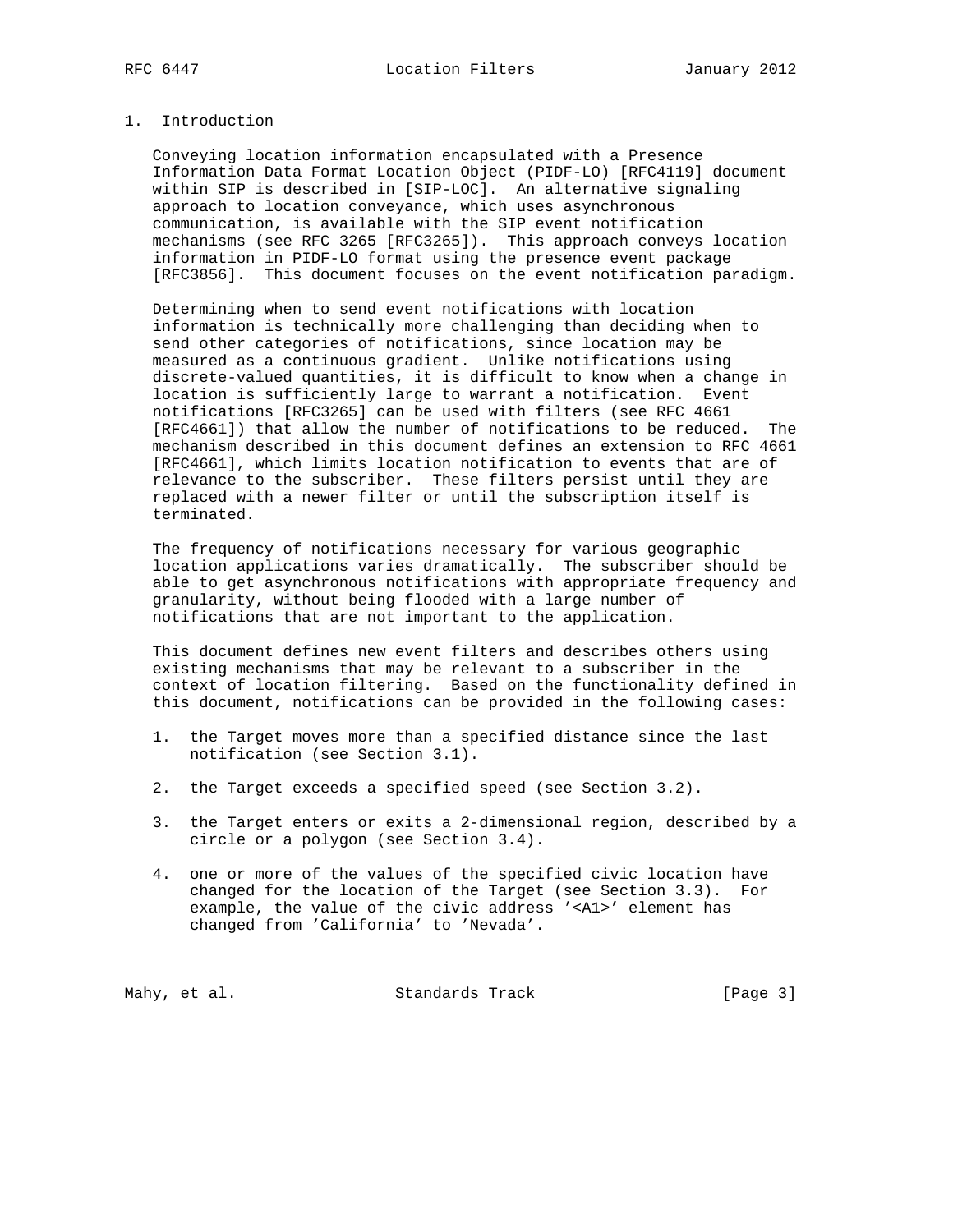# 1. Introduction

Conveying location information encapsulated with a Presence Information Data Format Location Object (PIDF-LO) [RFC4119] document within SIP is described in [SIP-LOC]. An alternative signaling approach to location conveyance, which uses asynchronous communication, is available with the SIP event notification mechanisms (see RFC 3265 [RFC3265]). This approach conveys location information in PIDF-LO format using the presence event package [RFC3856]. This document focuses on the event notification paradigm.

Determining when to send event notifications with location information is technically more challenging than deciding when to send other categories of notifications, since location may be measured as a continuous gradient. Unlike notifications using discrete-valued quantities, it is difficult to know when a change in location is sufficiently large to warrant a notification. Event notifications [RFC3265] can be used with filters (see RFC 4661 [RFC4661]) that allow the number of notifications to be reduced. The mechanism described in this document defines an extension to RFC 4661 [RFC4661], which limits location notification to events that are of relevance to the subscriber. These filters persist until they are replaced with a newer filter or until the subscription itself is terminated.

The frequency of notifications necessary for various geographic location applications varies dramatically. The subscriber should be able to get asynchronous notifications with appropriate frequency and granularity, without being flooded with a large number of notifications that are not important to the application.

This document defines new event filters and describes others using existing mechanisms that may be relevant to a subscriber in the context of location filtering. Based on the functionality defined in this document, notifications can be provided in the following cases:

1. the Target moves more than a specified distance since the last notification (see Section 3.1).

2. the Target exceeds a specified speed (see Section 3.2).

3. the Target enters or exits a 2-dimensional region, described by a circle or a polygon (see Section 3.4).

4. one or more of the values of the specified civic location have changed for the location of the Target (see Section 3.3). For example, the value of the civic address '<A1>' element has changed from 'California' to 'Nevada'.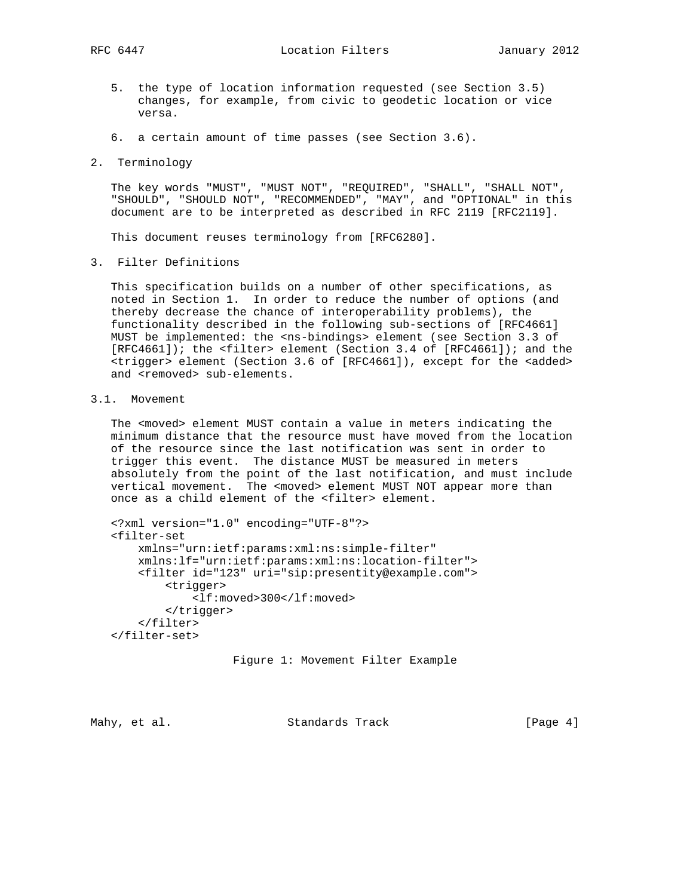5. the type of location information requested (see Section 3.5) changes, for example, from civic to geodetic location or vice versa.

6. a certain amount of time passes (see Section 3.6).

## 2. Terminology

The key words "MUST", "MUST NOT", "REQUIRED", "SHALL", "SHALL NOT", "SHOULD", "SHOULD NOT", "RECOMMENDED", "MAY", and "OPTIONAL" in this document are to be interpreted as described in RFC 2119 [RFC2119].

This document reuses terminology from [RFC6280].

## 3. Filter Definitions

This specification builds on a number of other specifications, as noted in Section 1. In order to reduce the number of options (and thereby decrease the chance of interoperability problems), the functionality described in the following sub-sections of [RFC4661] MUST be implemented: the <ns-bindings> element (see Section 3.3 of [RFC4661]); the <filter> element (Section 3.4 of [RFC4661]); and the <trigger> element (Section 3.6 of [RFC4661]), except for the <added> and <removed> sub-elements.

### 3.1. Movement

The <moved> element MUST contain a value in meters indicating the minimum distance that the resource must have moved from the location of the resource since the last notification was sent in order to trigger this event. The distance MUST be measured in meters absolutely from the point of the last notification, and must include vertical movement. The <moved> element MUST NOT appear more than once as a child element of the <filter> element.

```
<?xml version="1.0" encoding="UTF-8"?>
<filter-set
    xmlns="urn:ietf:params:xml:ns:simple-filter"
    xmlns:lf="urn:ietf:params:xml:ns:location-filter">
    <filter id="123" uri="sip:presentity@example.com">
        <trigger>
            <lf:moved>300</lf:moved>
        </trigger>
    </filter>
</filter-set>
```

Figure 1: Movement Filter Example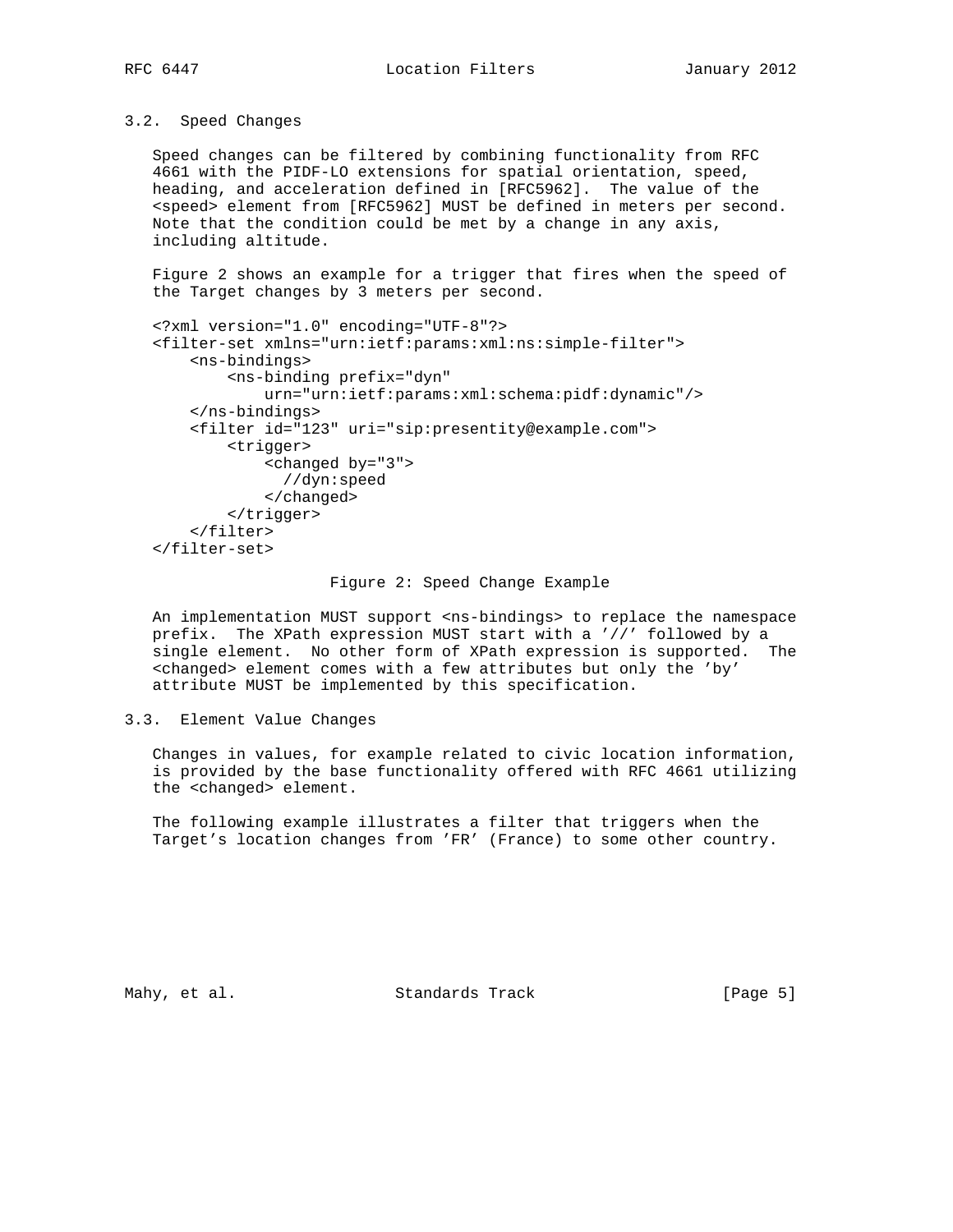### 3.2. Speed Changes

Speed changes can be filtered by combining functionality from RFC 4661 with the PIDF-LO extensions for spatial orientation, speed, heading, and acceleration defined in [RFC5962]. The value of the <speed> element from [RFC5962] MUST be defined in meters per second. Note that the condition could be met by a change in any axis, including altitude.

Figure 2 shows an example for a trigger that fires when the speed of the Target changes by 3 meters per second.

```
<?xml version="1.0" encoding="UTF-8"?>
<filter-set xmlns="urn:ietf:params:xml:ns:simple-filter">
    <ns-bindings>
        <ns-binding prefix="dyn"
            urn="urn:ietf:params:xml:schema:pidf:dynamic"/>
    </ns-bindings>
    <filter id="123" uri="sip:presentity@example.com">
        <trigger>
            <changed by="3">
              //dyn:speed
            </changed>
        </trigger>
    </filter>
</filter-set>
```

Figure 2: Speed Change Example

An implementation MUST support <ns-bindings> to replace the namespace prefix. The XPath expression MUST start with a '//' followed by a single element. No other form of XPath expression is supported. The <changed> element comes with a few attributes but only the 'by' attribute MUST be implemented by this specification.

### 3.3. Element Value Changes

Changes in values, for example related to civic location information, is provided by the base functionality offered with RFC 4661 utilizing the <changed> element.

The following example illustrates a filter that triggers when the Target's location changes from 'FR' (France) to some other country.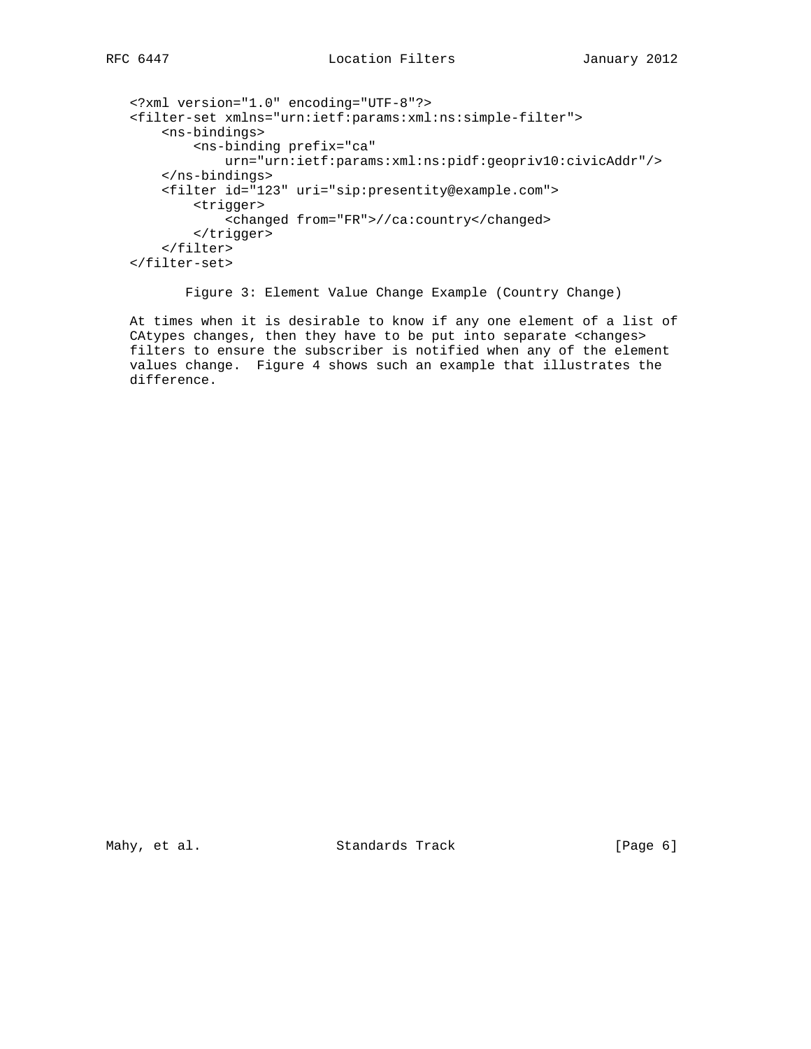```
<?xml version="1.0" encoding="UTF-8"?>
<filter-set xmlns="urn:ietf:params:xml:ns:simple-filter">
    <ns-bindings>
        <ns-binding prefix="ca"
            urn="urn:ietf:params:xml:ns:pidf:geopriv10:civicAddr"/>
    </ns-bindings>
    <filter id="123" uri="sip:presentity@example.com">
        <trigger>
            <changed from="FR">//ca:country</changed>
        </trigger>
    </filter>
</filter-set>
```

Figure 3: Element Value Change Example (Country Change)

At times when it is desirable to know if any one element of a list of CAtypes changes, then they have to be put into separate <changes> filters to ensure the subscriber is notified when any of the element values change. Figure 4 shows such an example that illustrates the difference.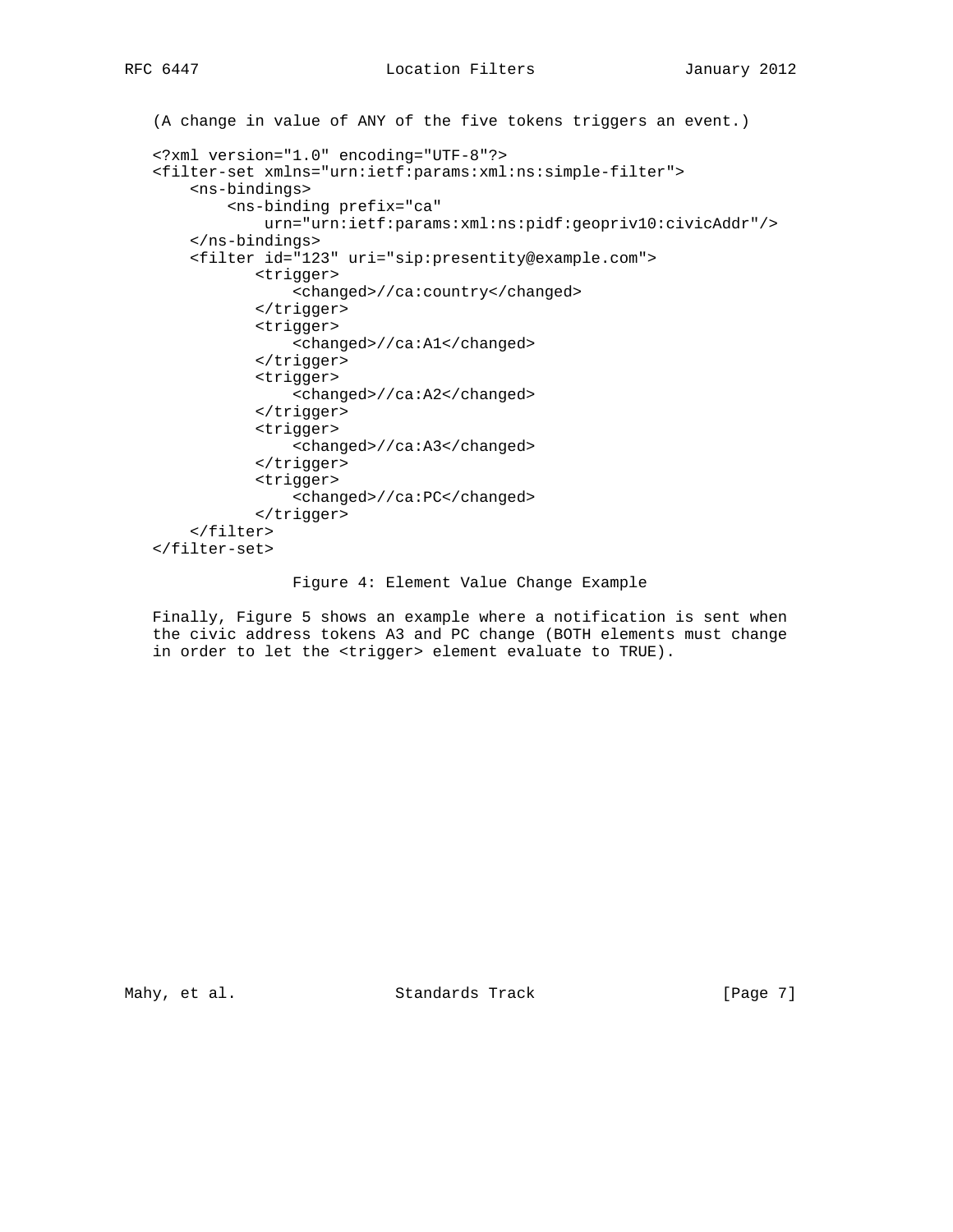(A change in value of ANY of the five tokens triggers an event.)

```
<?xml version="1.0" encoding="UTF-8"?>
<filter-set xmlns="urn:ietf:params:xml:ns:simple-filter">
    <ns-bindings>
        <ns-binding prefix="ca"
            urn="urn:ietf:params:xml:ns:pidf:geopriv10:civicAddr"/>
    </ns-bindings>
    <filter id="123" uri="sip:presentity@example.com">
          <trigger>
              <changed>//ca:country</changed>
          </trigger>
          <trigger>
              <changed>//ca:A1</changed>
          </trigger>
          <trigger>
              <changed>//ca:A2</changed>
          </trigger>
          <trigger>
              <changed>//ca:A3</changed>
          </trigger>
          <trigger>
              <changed>//ca:PC</changed>
          </trigger>
    </filter>
</filter-set>
```

Figure 4: Element Value Change Example

Finally, Figure 5 shows an example where a notification is sent when the civic address tokens A3 and PC change (BOTH elements must change in order to let the <trigger> element evaluate to TRUE).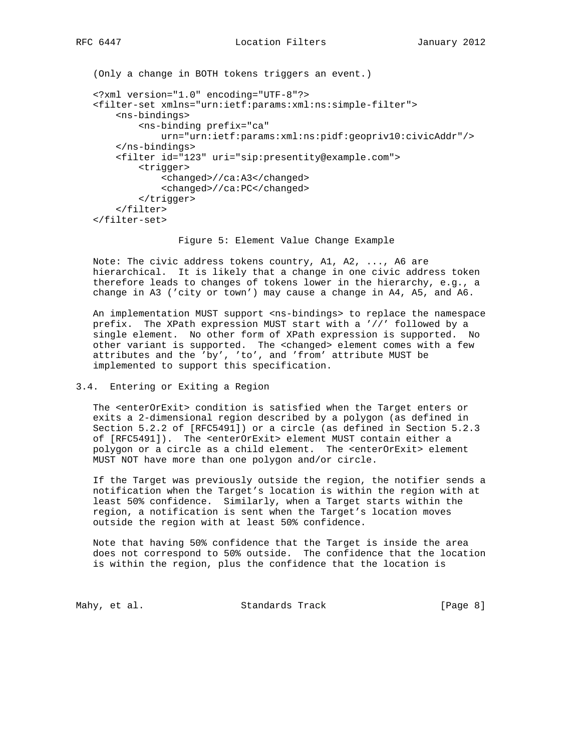(Only a change in BOTH tokens triggers an event.)

```
<?xml version="1.0" encoding="UTF-8"?>
<filter-set xmlns="urn:ietf:params:xml:ns:simple-filter">
    <ns-bindings>
        <ns-binding prefix="ca"
            urn="urn:ietf:params:xml:ns:pidf:geopriv10:civicAddr"/>
    </ns-bindings>
    <filter id="123" uri="sip:presentity@example.com">
        <trigger>
            <changed>//ca:A3</changed>
            <changed>//ca:PC</changed>
        </trigger>
    </filter>
</filter-set>
```

Figure 5: Element Value Change Example

Note: The civic address tokens country, A1, A2, ..., A6 are hierarchical. It is likely that a change in one civic address token therefore leads to changes of tokens lower in the hierarchy, e.g., a change in A3 ('city or town') may cause a change in A4, A5, and A6.

An implementation MUST support <ns-bindings> to replace the namespace prefix. The XPath expression MUST start with a '//' followed by a single element. No other form of XPath expression is supported. No other variant is supported. The <changed> element comes with a few attributes and the 'by', 'to', and 'from' attribute MUST be implemented to support this specification.

## 3.4. Entering or Exiting a Region

The <enterOrExit> condition is satisfied when the Target enters or exits a 2-dimensional region described by a polygon (as defined in Section 5.2.2 of [RFC5491]) or a circle (as defined in Section 5.2.3 of [RFC5491]). The <enterOrExit> element MUST contain either a polygon or a circle as a child element. The <enterOrExit> element MUST NOT have more than one polygon and/or circle.

If the Target was previously outside the region, the notifier sends a notification when the Target's location is within the region with at least 50% confidence. Similarly, when a Target starts within the region, a notification is sent when the Target's location moves outside the region with at least 50% confidence.

Note that having 50% confidence that the Target is inside the area does not correspond to 50% outside. The confidence that the location is within the region, plus the confidence that the location is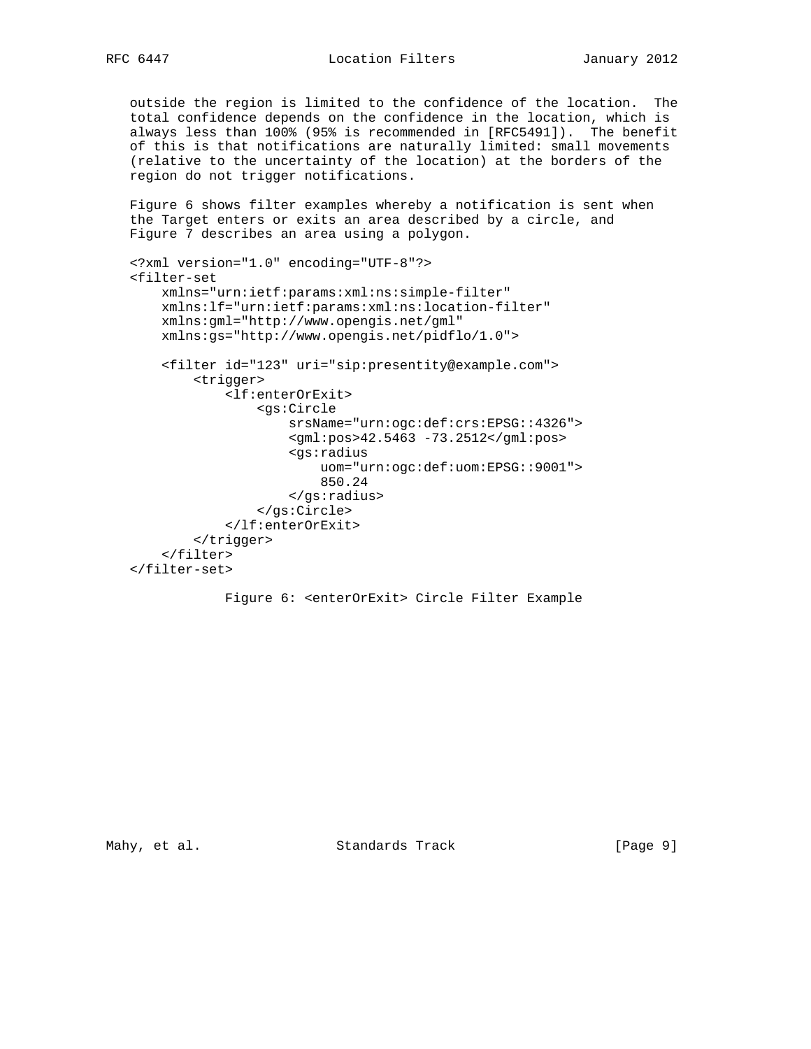outside the region is limited to the confidence of the location. The total confidence depends on the confidence in the location, which is always less than 100% (95% is recommended in [RFC5491]). The benefit of this is that notifications are naturally limited: small movements (relative to the uncertainty of the location) at the borders of the region do not trigger notifications.

Figure 6 shows filter examples whereby a notification is sent when the Target enters or exits an area described by a circle, and Figure 7 describes an area using a polygon.

```
<?xml version="1.0" encoding="UTF-8"?>
<filter-set
    xmlns="urn:ietf:params:xml:ns:simple-filter"
    xmlns:lf="urn:ietf:params:xml:ns:location-filter"
    xmlns:gml="http://www.opengis.net/gml"
    xmlns:gs="http://www.opengis.net/pidflo/1.0">

    <filter id="123" uri="sip:presentity@example.com">
        <trigger>
            <lf:enterOrExit>
                <gs:Circle
                    srsName="urn:ogc:def:crs:EPSG::4326">
                    <gml:pos>42.5463 -73.2512</gml:pos>
                    <gs:radius
                        uom="urn:ogc:def:uom:EPSG::9001">
                        850.24
                    </gs:radius>
                </gs:Circle>
            </lf:enterOrExit>
        </trigger>
    </filter>
</filter-set>
```

Figure 6: <enterOrExit> Circle Filter Example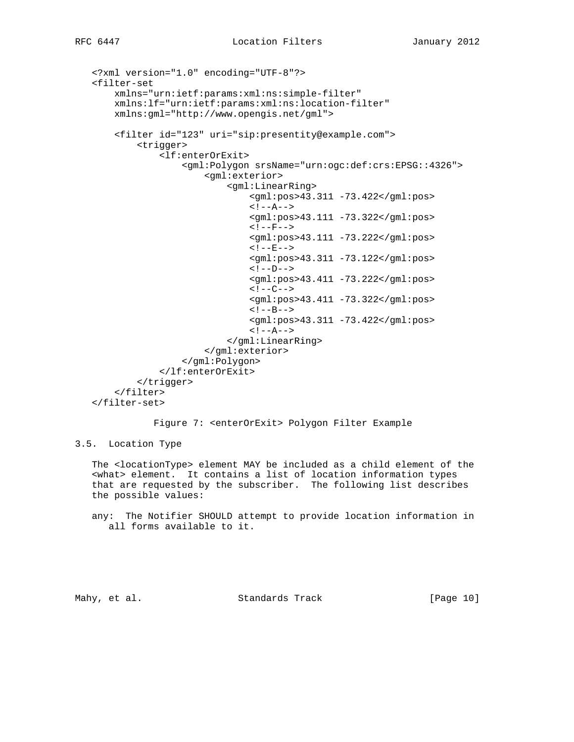```
<?xml version="1.0" encoding="UTF-8"?>
<filter-set
    xmlns="urn:ietf:params:xml:ns:simple-filter"
    xmlns:lf="urn:ietf:params:xml:ns:location-filter"
    xmlns:gml="http://www.opengis.net/gml">

    <filter id="123" uri="sip:presentity@example.com">
        <trigger>
            <lf:enterOrExit>
                <gml:Polygon srsName="urn:ogc:def:crs:EPSG::4326">
                    <gml:exterior>
                        <gml:LinearRing>
                            <gml:pos>43.311 -73.422</gml:pos>
                            <!--A-->
                            <gml:pos>43.111 -73.322</gml:pos>
                            <!--F-->
                            <gml:pos>43.111 -73.222</gml:pos>
                            <!--E-->
                            <gml:pos>43.311 -73.122</gml:pos>
                            <!--D-->
                            <gml:pos>43.411 -73.222</gml:pos>
                            <!--C-->
                            <gml:pos>43.411 -73.322</gml:pos>
                            <!--B-->
                            <gml:pos>43.311 -73.422</gml:pos>
                            <!--A-->
                        </gml:LinearRing>
                    </gml:exterior>
                </gml:Polygon>
            </lf:enterOrExit>
        </trigger>
    </filter>
</filter-set>
```

Figure 7: <enterOrExit> Polygon Filter Example

## 3.5. Location Type

The <locationType> element MAY be included as a child element of the <what> element. It contains a list of location information types that are requested by the subscriber. The following list describes the possible values:

any: The Notifier SHOULD attempt to provide location information in all forms available to it.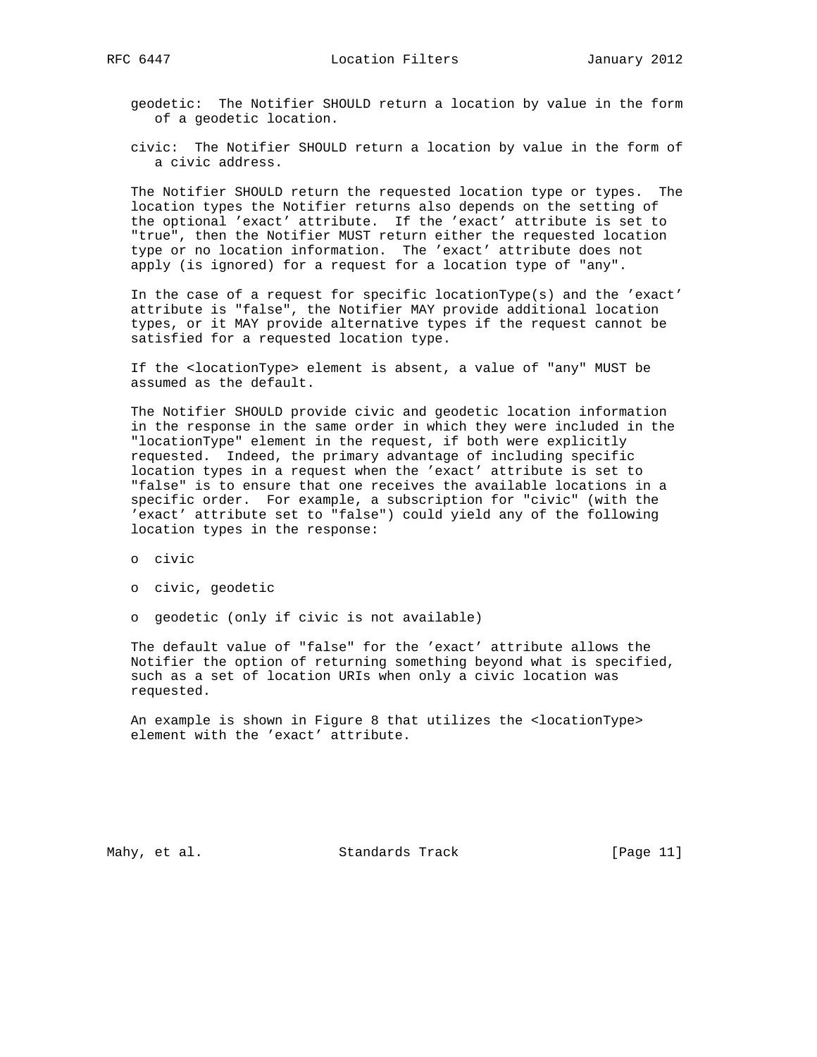geodetic: The Notifier SHOULD return a location by value in the form of a geodetic location.

civic: The Notifier SHOULD return a location by value in the form of a civic address.

The Notifier SHOULD return the requested location type or types. The location types the Notifier returns also depends on the setting of the optional 'exact' attribute. If the 'exact' attribute is set to "true", then the Notifier MUST return either the requested location type or no location information. The 'exact' attribute does not apply (is ignored) for a request for a location type of "any".

In the case of a request for specific locationType(s) and the 'exact' attribute is "false", the Notifier MAY provide additional location types, or it MAY provide alternative types if the request cannot be satisfied for a requested location type.

If the <locationType> element is absent, a value of "any" MUST be assumed as the default.

The Notifier SHOULD provide civic and geodetic location information in the response in the same order in which they were included in the "locationType" element in the request, if both were explicitly requested. Indeed, the primary advantage of including specific location types in a request when the 'exact' attribute is set to "false" is to ensure that one receives the available locations in a specific order. For example, a subscription for "civic" (with the 'exact' attribute set to "false") could yield any of the following location types in the response:

- civic
- civic, geodetic
- geodetic (only if civic is not available)

The default value of "false" for the 'exact' attribute allows the Notifier the option of returning something beyond what is specified, such as a set of location URIs when only a civic location was requested.

An example is shown in Figure 8 that utilizes the <locationType> element with the 'exact' attribute.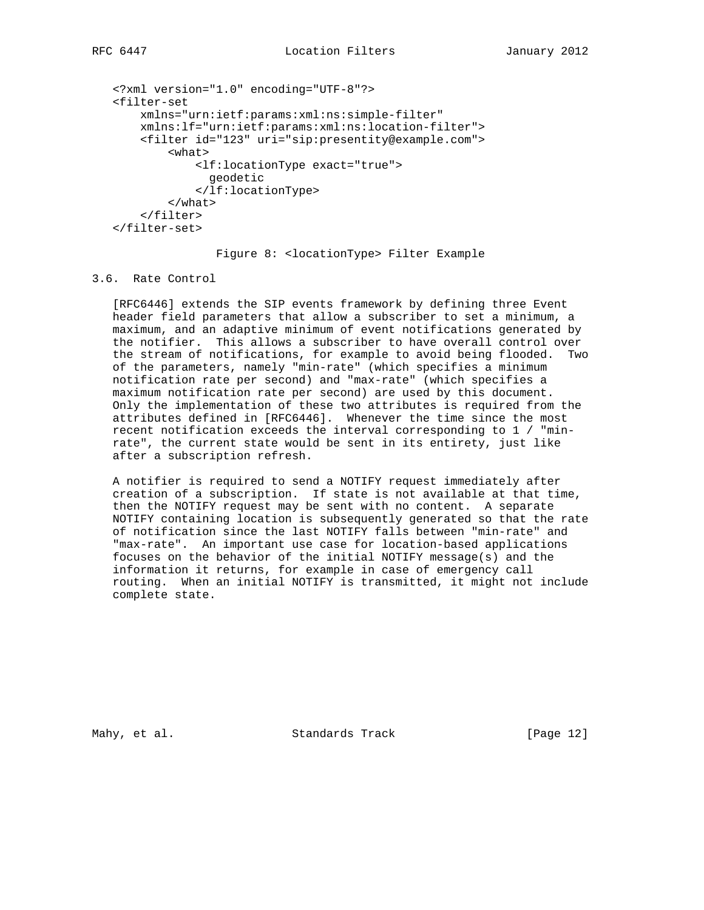```
<?xml version="1.0" encoding="UTF-8"?>
<filter-set
    xmlns="urn:ietf:params:xml:ns:simple-filter"
    xmlns:lf="urn:ietf:params:xml:ns:location-filter">
    <filter id="123" uri="sip:presentity@example.com">
        <what>
            <lf:locationType exact="true">
              geodetic
            </lf:locationType>
        </what>
    </filter>
</filter-set>
```

Figure 8: <locationType> Filter Example

### 3.6. Rate Control

[RFC6446] extends the SIP events framework by defining three Event header field parameters that allow a subscriber to set a minimum, a maximum, and an adaptive minimum of event notifications generated by the notifier. This allows a subscriber to have overall control over the stream of notifications, for example to avoid being flooded. Two of the parameters, namely "min-rate" (which specifies a minimum notification rate per second) and "max-rate" (which specifies a maximum notification rate per second) are used by this document. Only the implementation of these two attributes is required from the attributes defined in [RFC6446]. Whenever the time since the most recent notification exceeds the interval corresponding to 1 / "min-rate", the current state would be sent in its entirety, just like after a subscription refresh.

A notifier is required to send a NOTIFY request immediately after creation of a subscription. If state is not available at that time, then the NOTIFY request may be sent with no content. A separate NOTIFY containing location is subsequently generated so that the rate of notification since the last NOTIFY falls between "min-rate" and "max-rate". An important use case for location-based applications focuses on the behavior of the initial NOTIFY message(s) and the information it returns, for example in case of emergency call routing. When an initial NOTIFY is transmitted, it might not include complete state.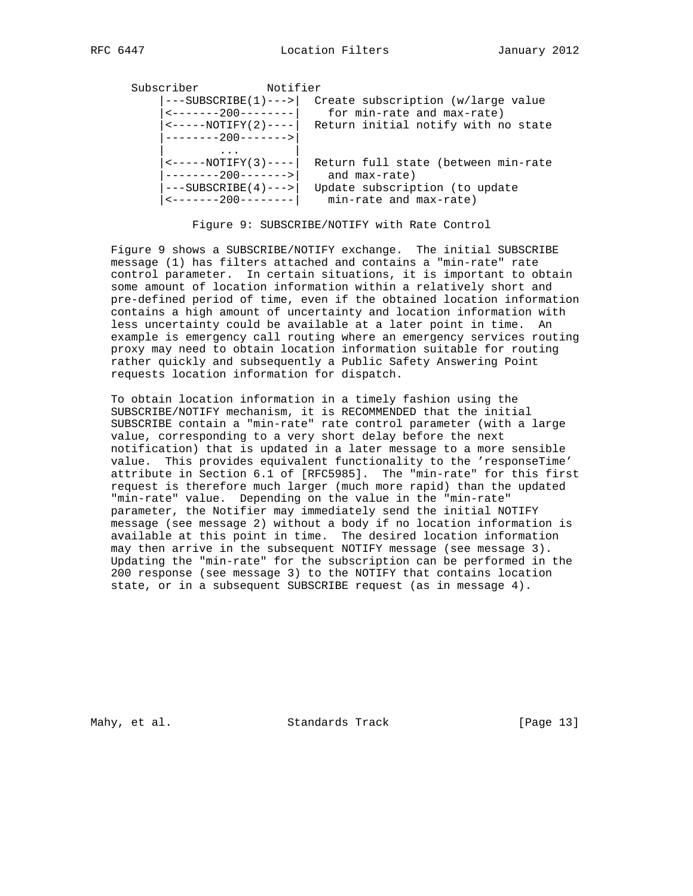```
   Subscriber          Notifier
       |---SUBSCRIBE(1)--->|  Create subscription (w/large value
       |<-------200--------|    for min-rate and max-rate)
       |<-----NOTIFY(2)----|  Return initial notify with no state
       |--------200------->|
       |        ...        |
       |<-----NOTIFY(3)----|  Return full state (between min-rate
       |--------200------->|    and max-rate)
       |---SUBSCRIBE(4)--->|  Update subscription (to update
       |<-------200--------|    min-rate and max-rate)
```

Figure 9: SUBSCRIBE/NOTIFY with Rate Control

Figure 9 shows a SUBSCRIBE/NOTIFY exchange. The initial SUBSCRIBE message (1) has filters attached and contains a "min-rate" rate control parameter. In certain situations, it is important to obtain some amount of location information within a relatively short and pre-defined period of time, even if the obtained location information contains a high amount of uncertainty and location information with less uncertainty could be available at a later point in time. An example is emergency call routing where an emergency services routing proxy may need to obtain location information suitable for routing rather quickly and subsequently a Public Safety Answering Point requests location information for dispatch.

To obtain location information in a timely fashion using the SUBSCRIBE/NOTIFY mechanism, it is RECOMMENDED that the initial SUBSCRIBE contain a "min-rate" rate control parameter (with a large value, corresponding to a very short delay before the next notification) that is updated in a later message to a more sensible value. This provides equivalent functionality to the 'responseTime' attribute in Section 6.1 of [RFC5985]. The "min-rate" for this first request is therefore much larger (much more rapid) than the updated "min-rate" value. Depending on the value in the "min-rate" parameter, the Notifier may immediately send the initial NOTIFY message (see message 2) without a body if no location information is available at this point in time. The desired location information may then arrive in the subsequent NOTIFY message (see message 3). Updating the "min-rate" for the subscription can be performed in the 200 response (see message 3) to the NOTIFY that contains location state, or in a subsequent SUBSCRIBE request (as in message 4).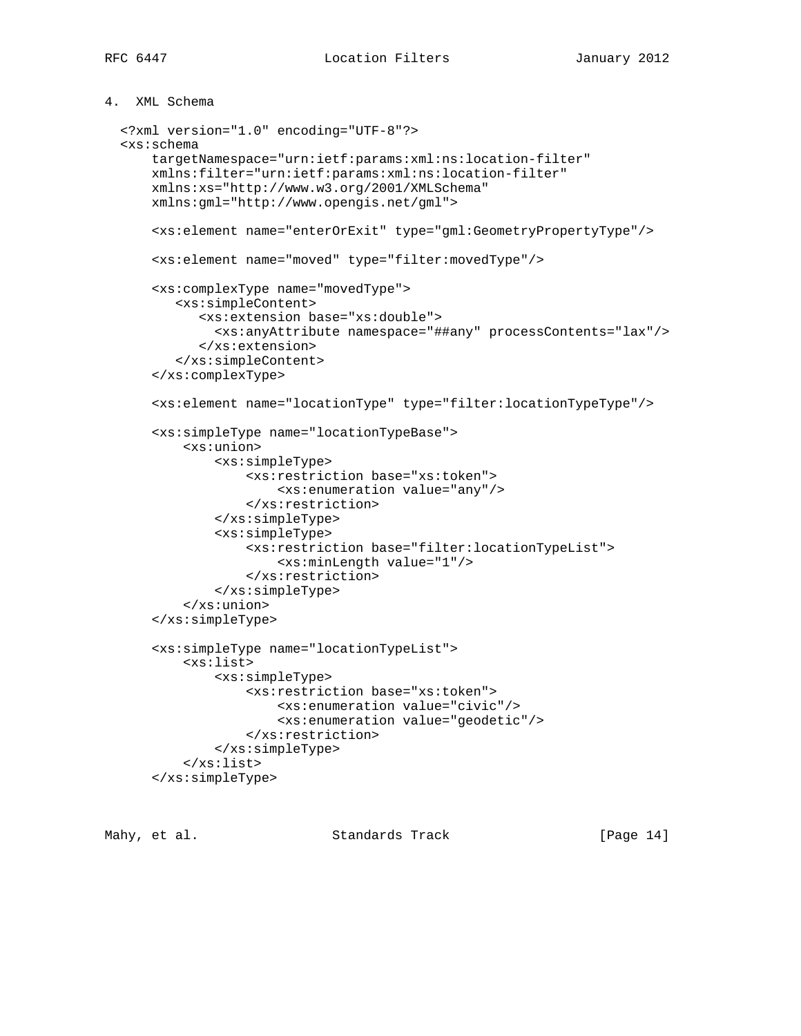# 4. XML Schema

```
<?xml version="1.0" encoding="UTF-8"?>
<xs:schema
    targetNamespace="urn:ietf:params:xml:ns:location-filter"
    xmlns:filter="urn:ietf:params:xml:ns:location-filter"
    xmlns:xs="http://www.w3.org/2001/XMLSchema"
    xmlns:gml="http://www.opengis.net/gml">

    <xs:element name="enterOrExit" type="gml:GeometryPropertyType"/>

    <xs:element name="moved" type="filter:movedType"/>

    <xs:complexType name="movedType">
       <xs:simpleContent>
          <xs:extension base="xs:double">
            <xs:anyAttribute namespace="##any" processContents="lax"/>
          </xs:extension>
       </xs:simpleContent>
    </xs:complexType>

    <xs:element name="locationType" type="filter:locationTypeType"/>

    <xs:simpleType name="locationTypeBase">
        <xs:union>
            <xs:simpleType>
                <xs:restriction base="xs:token">
                    <xs:enumeration value="any"/>
                </xs:restriction>
            </xs:simpleType>
            <xs:simpleType>
                <xs:restriction base="filter:locationTypeList">
                    <xs:minLength value="1"/>
                </xs:restriction>
            </xs:simpleType>
        </xs:union>
    </xs:simpleType>

    <xs:simpleType name="locationTypeList">
        <xs:list>
            <xs:simpleType>
                <xs:restriction base="xs:token">
                    <xs:enumeration value="civic"/>
                    <xs:enumeration value="geodetic"/>
                </xs:restriction>
            </xs:simpleType>
        </xs:list>
    </xs:simpleType>
```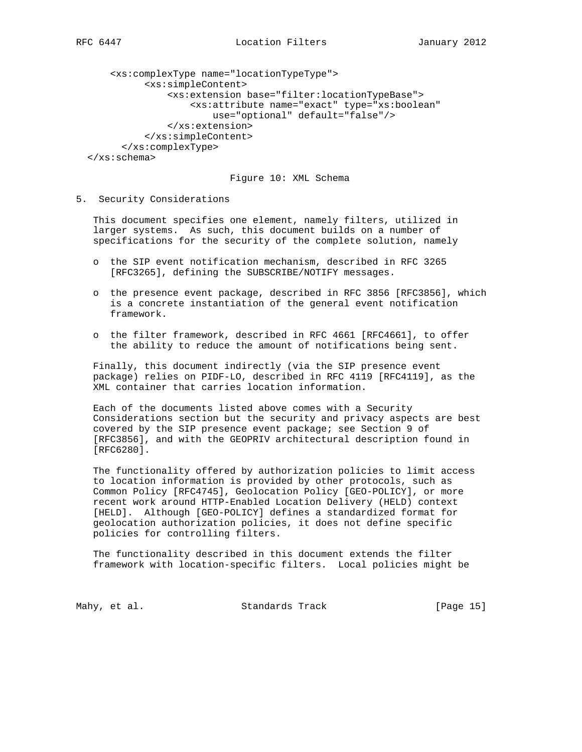```
    <xs:complexType name="locationTypeType">
          <xs:simpleContent>
              <xs:extension base="filter:locationTypeBase">
                  <xs:attribute name="exact" type="xs:boolean"
                      use="optional" default="false"/>
              </xs:extension>
          </xs:simpleContent>
      </xs:complexType>
</xs:schema>
```

Figure 10: XML Schema

## 5. Security Considerations

This document specifies one element, namely filters, utilized in larger systems. As such, this document builds on a number of specifications for the security of the complete solution, namely

- the SIP event notification mechanism, described in RFC 3265 [RFC3265], defining the SUBSCRIBE/NOTIFY messages.
- the presence event package, described in RFC 3856 [RFC3856], which is a concrete instantiation of the general event notification framework.
- the filter framework, described in RFC 4661 [RFC4661], to offer the ability to reduce the amount of notifications being sent.

Finally, this document indirectly (via the SIP presence event package) relies on PIDF-LO, described in RFC 4119 [RFC4119], as the XML container that carries location information.

Each of the documents listed above comes with a Security Considerations section but the security and privacy aspects are best covered by the SIP presence event package; see Section 9 of [RFC3856], and with the GEOPRIV architectural description found in [RFC6280].

The functionality offered by authorization policies to limit access to location information is provided by other protocols, such as Common Policy [RFC4745], Geolocation Policy [GEO-POLICY], or more recent work around HTTP-Enabled Location Delivery (HELD) context [HELD]. Although [GEO-POLICY] defines a standardized format for geolocation authorization policies, it does not define specific policies for controlling filters.

The functionality described in this document extends the filter framework with location-specific filters. Local policies might be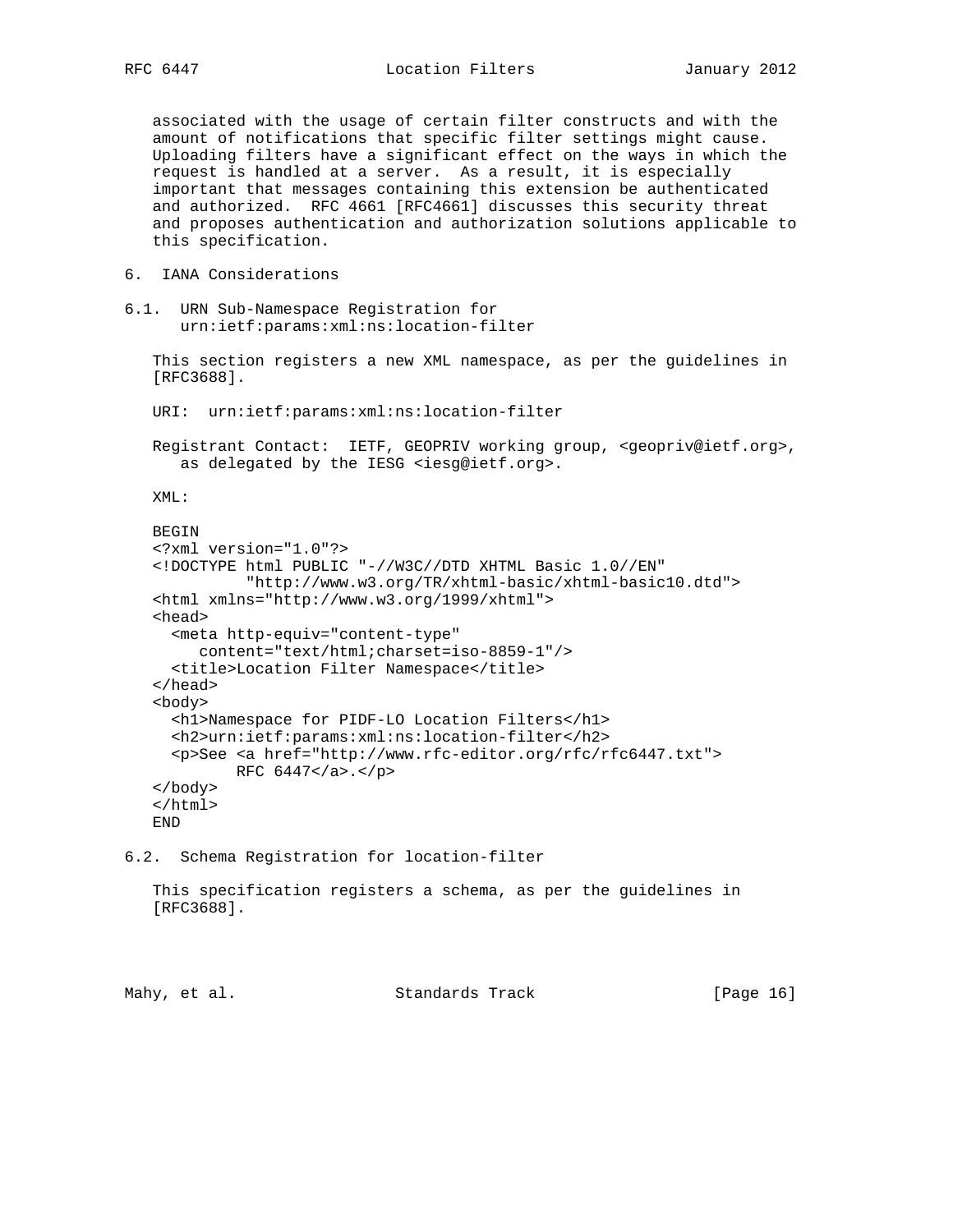associated with the usage of certain filter constructs and with the amount of notifications that specific filter settings might cause. Uploading filters have a significant effect on the ways in which the request is handled at a server. As a result, it is especially important that messages containing this extension be authenticated and authorized. RFC 4661 [RFC4661] discusses this security threat and proposes authentication and authorization solutions applicable to this specification.

## 6. IANA Considerations

### 6.1. URN Sub-Namespace Registration for urn:ietf:params:xml:ns:location-filter

This section registers a new XML namespace, as per the guidelines in [RFC3688].

URI: urn:ietf:params:xml:ns:location-filter

Registrant Contact: IETF, GEOPRIV working group, <geopriv@ietf.org>, as delegated by the IESG <iesg@ietf.org>.

XML:

```
BEGIN
<?xml version="1.0"?>
<!DOCTYPE html PUBLIC "-//W3C//DTD XHTML Basic 1.0//EN"
          "http://www.w3.org/TR/xhtml-basic/xhtml-basic10.dtd">
<html xmlns="http://www.w3.org/1999/xhtml">
<head>
  <meta http-equiv="content-type"
     content="text/html;charset=iso-8859-1"/>
  <title>Location Filter Namespace</title>
</head>
<body>
  <h1>Namespace for PIDF-LO Location Filters</h1>
  <h2>urn:ietf:params:xml:ns:location-filter</h2>
  <p>See <a href="http://www.rfc-editor.org/rfc/rfc6447.txt">
         RFC 6447</a>.</p>
</body>
</html>
END
```

### 6.2. Schema Registration for location-filter

This specification registers a schema, as per the guidelines in [RFC3688].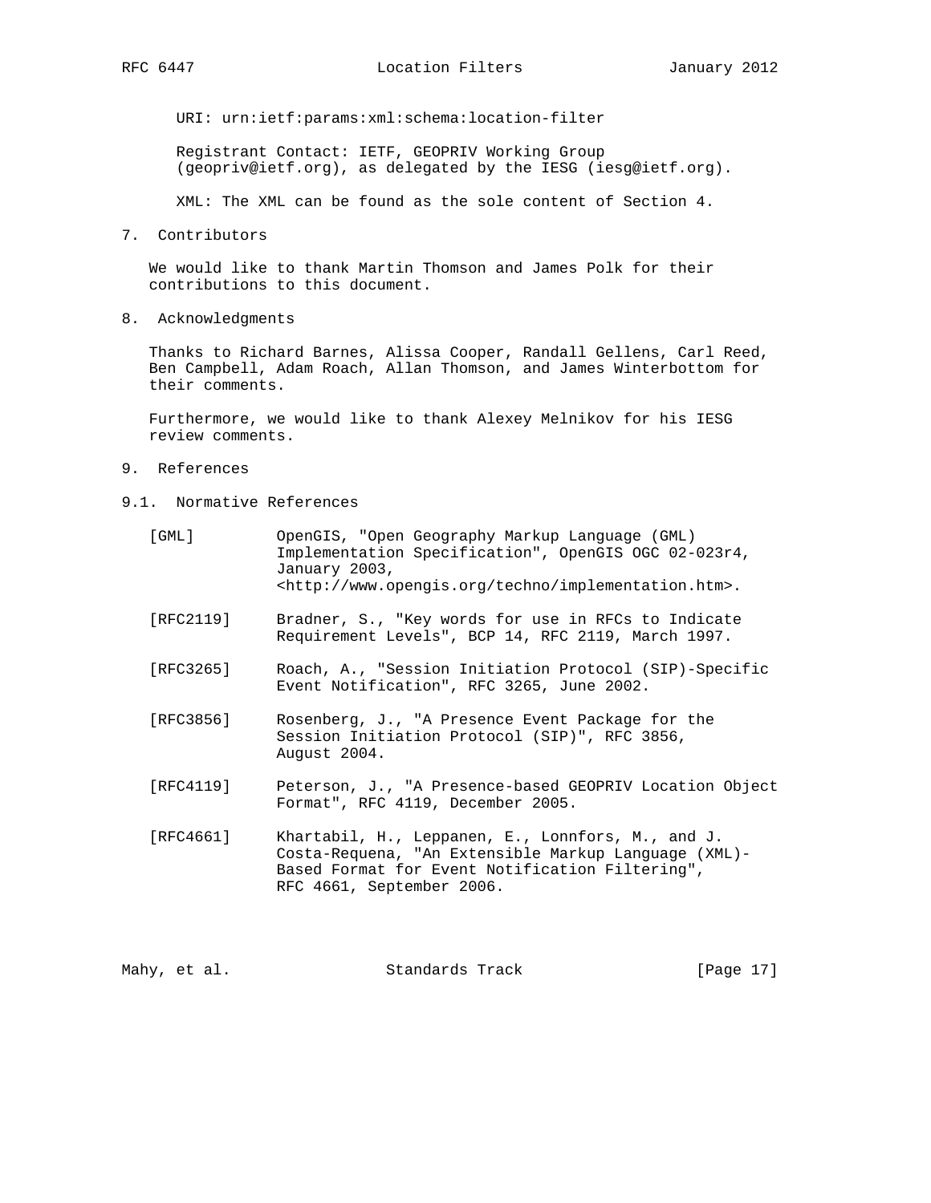URI: urn:ietf:params:xml:schema:location-filter

Registrant Contact: IETF, GEOPRIV Working Group (geopriv@ietf.org), as delegated by the IESG (iesg@ietf.org).

XML: The XML can be found as the sole content of Section 4.

## 7. Contributors

We would like to thank Martin Thomson and James Polk for their contributions to this document.

## 8. Acknowledgments

Thanks to Richard Barnes, Alissa Cooper, Randall Gellens, Carl Reed, Ben Campbell, Adam Roach, Allan Thomson, and James Winterbottom for their comments.

Furthermore, we would like to thank Alexey Melnikov for his IESG review comments.

## 9. References

### 9.1. Normative References

[GML] OpenGIS, "Open Geography Markup Language (GML) Implementation Specification", OpenGIS OGC 02-023r4, January 2003, <http://www.opengis.org/techno/implementation.htm>.

[RFC2119] Bradner, S., "Key words for use in RFCs to Indicate Requirement Levels", BCP 14, RFC 2119, March 1997.

[RFC3265] Roach, A., "Session Initiation Protocol (SIP)-Specific Event Notification", RFC 3265, June 2002.

[RFC3856] Rosenberg, J., "A Presence Event Package for the Session Initiation Protocol (SIP)", RFC 3856, August 2004.

[RFC4119] Peterson, J., "A Presence-based GEOPRIV Location Object Format", RFC 4119, December 2005.

[RFC4661] Khartabil, H., Leppanen, E., Lonnfors, M., and J. Costa-Requena, "An Extensible Markup Language (XML)-Based Format for Event Notification Filtering", RFC 4661, September 2006.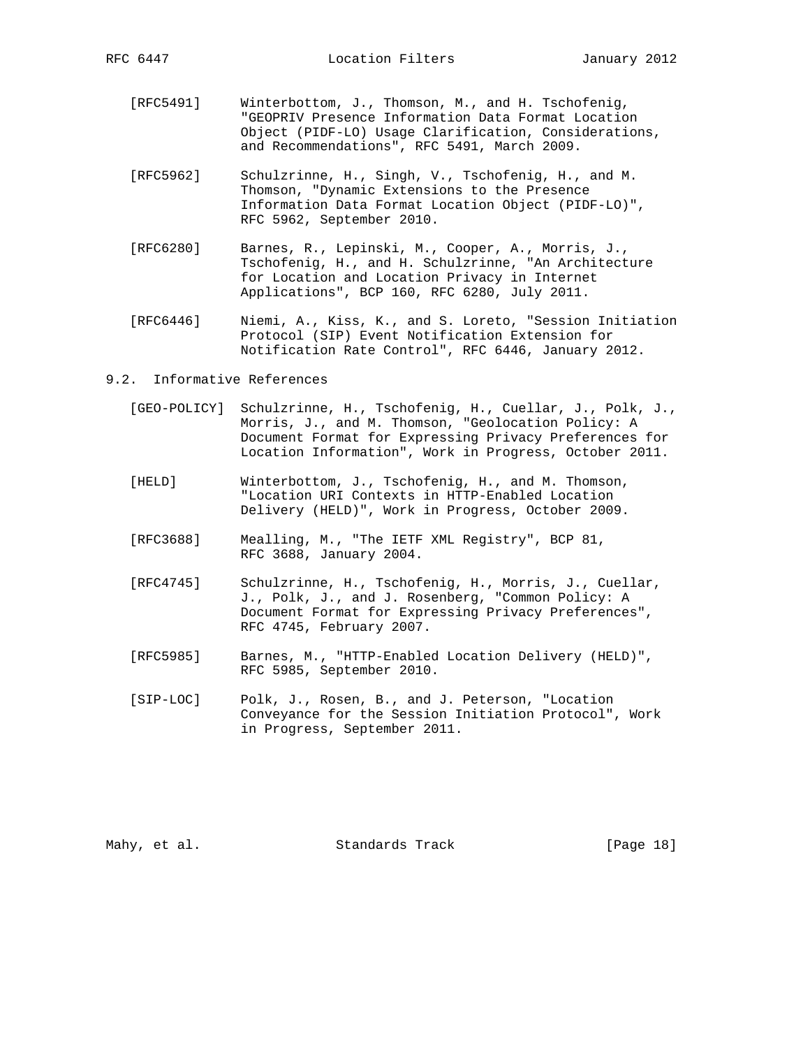[RFC5491] Winterbottom, J., Thomson, M., and H. Tschofenig, "GEOPRIV Presence Information Data Format Location Object (PIDF-LO) Usage Clarification, Considerations, and Recommendations", RFC 5491, March 2009.

[RFC5962] Schulzrinne, H., Singh, V., Tschofenig, H., and M. Thomson, "Dynamic Extensions to the Presence Information Data Format Location Object (PIDF-LO)", RFC 5962, September 2010.

[RFC6280] Barnes, R., Lepinski, M., Cooper, A., Morris, J., Tschofenig, H., and H. Schulzrinne, "An Architecture for Location and Location Privacy in Internet Applications", BCP 160, RFC 6280, July 2011.

[RFC6446] Niemi, A., Kiss, K., and S. Loreto, "Session Initiation Protocol (SIP) Event Notification Extension for Notification Rate Control", RFC 6446, January 2012.

## 9.2. Informative References

[GEO-POLICY] Schulzrinne, H., Tschofenig, H., Cuellar, J., Polk, J., Morris, J., and M. Thomson, "Geolocation Policy: A Document Format for Expressing Privacy Preferences for Location Information", Work in Progress, October 2011.

[HELD] Winterbottom, J., Tschofenig, H., and M. Thomson, "Location URI Contexts in HTTP-Enabled Location Delivery (HELD)", Work in Progress, October 2009.

[RFC3688] Mealling, M., "The IETF XML Registry", BCP 81, RFC 3688, January 2004.

[RFC4745] Schulzrinne, H., Tschofenig, H., Morris, J., Cuellar, J., Polk, J., and J. Rosenberg, "Common Policy: A Document Format for Expressing Privacy Preferences", RFC 4745, February 2007.

[RFC5985] Barnes, M., "HTTP-Enabled Location Delivery (HELD)", RFC 5985, September 2010.

[SIP-LOC] Polk, J., Rosen, B., and J. Peterson, "Location Conveyance for the Session Initiation Protocol", Work in Progress, September 2011.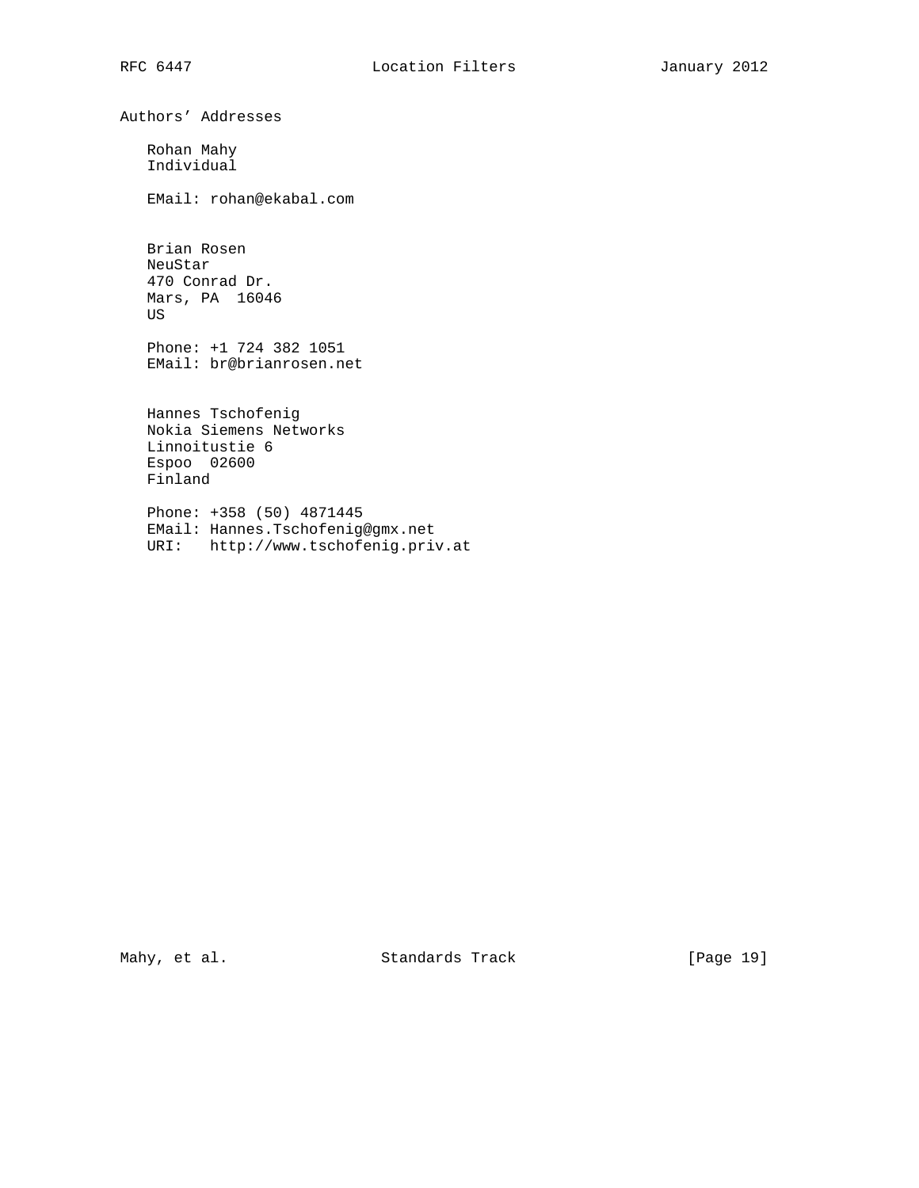# Authors' Addresses

Rohan Mahy
Individual

EMail: rohan@ekabal.com

Brian Rosen
NeuStar
470 Conrad Dr.
Mars, PA  16046
US

Phone: +1 724 382 1051
EMail: br@brianrosen.net

Hannes Tschofenig
Nokia Siemens Networks
Linnoitustie 6
Espoo  02600
Finland

Phone: +358 (50) 4871445
EMail: Hannes.Tschofenig@gmx.net
URI:   http://www.tschofenig.priv.at